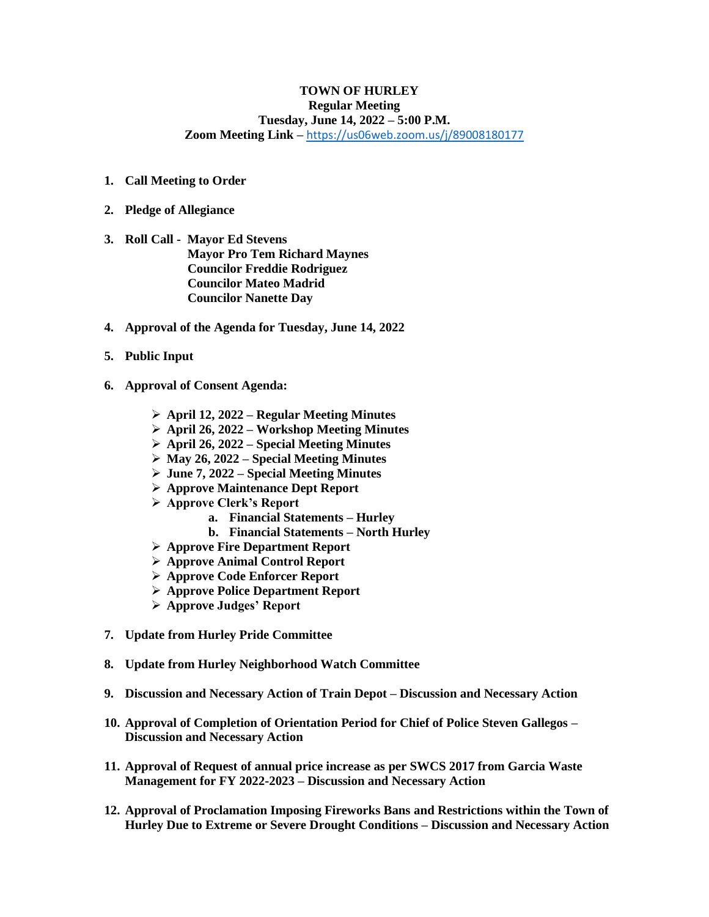**TOWN OF HURLEY**
**Regular Meeting**
**Tuesday, June 14, 2022 – 5:00 P.M.**
**Zoom Meeting Link –** https://us06web.zoom.us/j/89008180177

1. **Call Meeting to Order**

2. **Pledge of Allegiance**

3. **Roll Call - Mayor Ed Stevens**
   **Mayor Pro Tem Richard Maynes**
   **Councilor Freddie Rodriguez**
   **Councilor Mateo Madrid**
   **Councilor Nanette Day**

4. **Approval of the Agenda for Tuesday, June 14, 2022**

5. **Public Input**

6. **Approval of Consent Agenda:**
   - **April 12, 2022 – Regular Meeting Minutes**
   - **April 26, 2022 – Workshop Meeting Minutes**
   - **April 26, 2022 – Special Meeting Minutes**
   - **May 26, 2022 – Special Meeting Minutes**
   - **June 7, 2022 – Special Meeting Minutes**
   - **Approve Maintenance Dept Report**
   - **Approve Clerk's Report**
     a. **Financial Statements – Hurley**
     b. **Financial Statements – North Hurley**
   - **Approve Fire Department Report**
   - **Approve Animal Control Report**
   - **Approve Code Enforcer Report**
   - **Approve Police Department Report**
   - **Approve Judges' Report**

7. **Update from Hurley Pride Committee**

8. **Update from Hurley Neighborhood Watch Committee**

9. **Discussion and Necessary Action of Train Depot – Discussion and Necessary Action**

10. **Approval of Completion of Orientation Period for Chief of Police Steven Gallegos – Discussion and Necessary Action**

11. **Approval of Request of annual price increase as per SWCS 2017 from Garcia Waste Management for FY 2022-2023 – Discussion and Necessary Action**

12. **Approval of Proclamation Imposing Fireworks Bans and Restrictions within the Town of Hurley Due to Extreme or Severe Drought Conditions – Discussion and Necessary Action**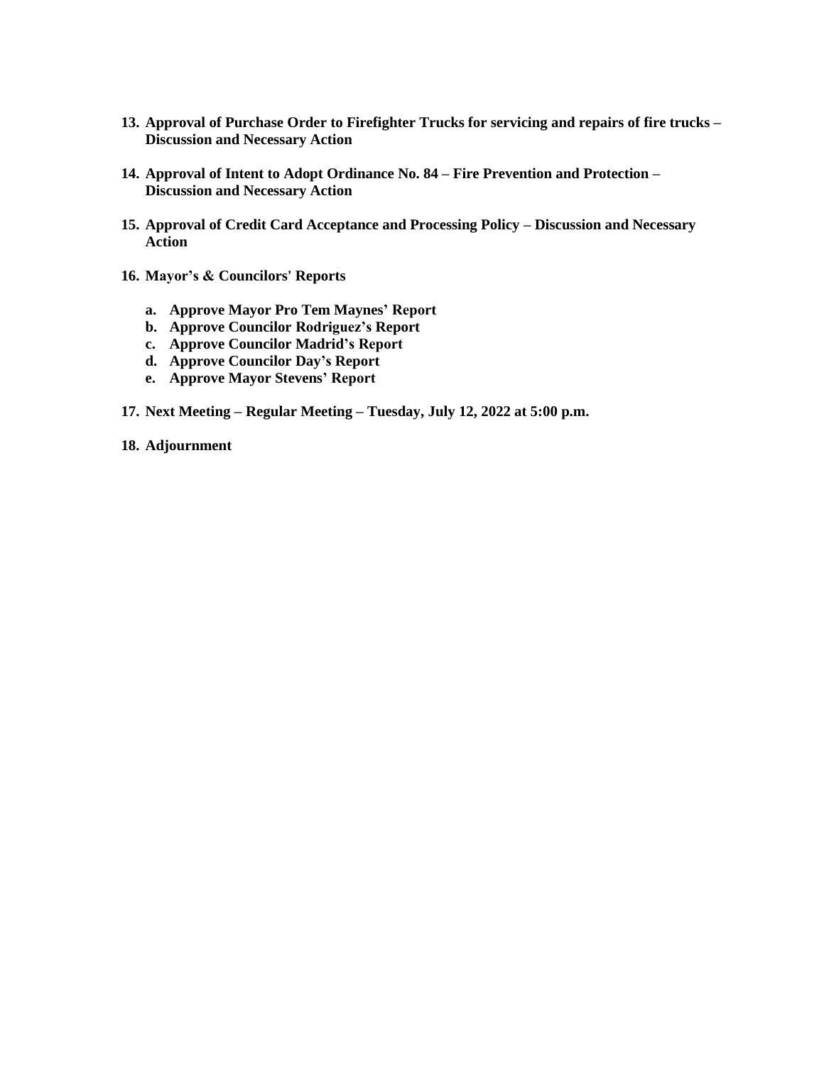13. **Approval of Purchase Order to Firefighter Trucks for servicing and repairs of fire trucks – Discussion and Necessary Action**

14. **Approval of Intent to Adopt Ordinance No. 84 – Fire Prevention and Protection – Discussion and Necessary Action**

15. **Approval of Credit Card Acceptance and Processing Policy – Discussion and Necessary Action**

16. **Mayor's & Councilors' Reports**

    a. **Approve Mayor Pro Tem Maynes' Report**
    b. **Approve Councilor Rodriguez's Report**
    c. **Approve Councilor Madrid's Report**
    d. **Approve Councilor Day's Report**
    e. **Approve Mayor Stevens' Report**

17. **Next Meeting – Regular Meeting – Tuesday, July 12, 2022 at 5:00 p.m.**

18. **Adjournment**